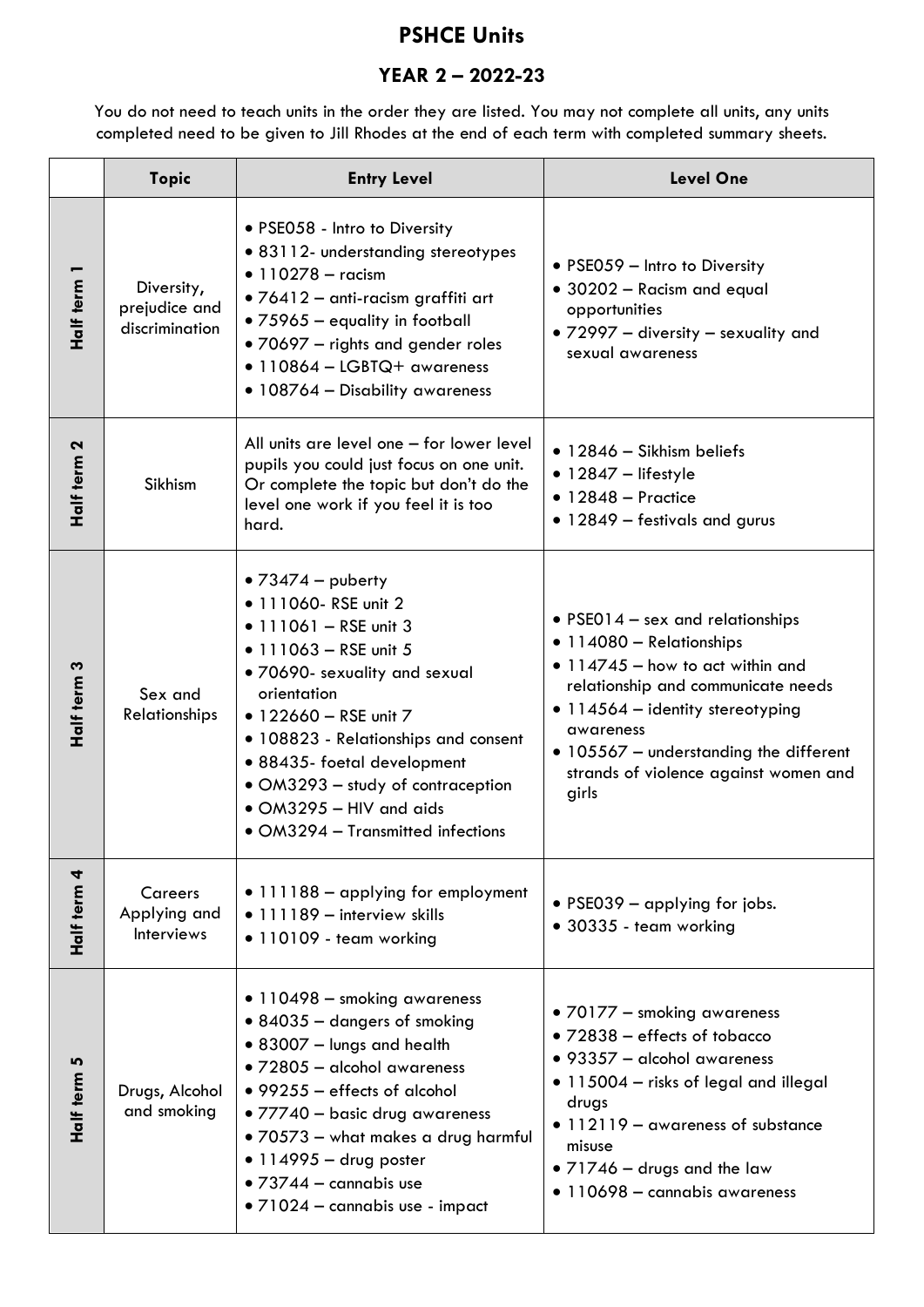# PSHCE Units

## YEAR 2 – 2022-23

You do not need to teach units in the order they are listed. You may not complete all units, any units completed need to be given to Jill Rhodes at the end of each term with completed summary sheets.

| | Topic | Entry Level | Level One |
|---|---|---|---|
| Half term 1 | Diversity, prejudice and discrimination | • PSE058 - Intro to Diversity<br>• 83112- understanding stereotypes<br>• 110278 – racism<br>• 76412 – anti-racism graffiti art<br>• 75965 – equality in football<br>• 70697 – rights and gender roles<br>• 110864 – LGBTQ+ awareness<br>• 108764 – Disability awareness | • PSE059 – Intro to Diversity<br>• 30202 – Racism and equal opportunities<br>• 72997 – diversity – sexuality and sexual awareness |
| Half term 2 | Sikhism | All units are level one – for lower level pupils you could just focus on one unit. Or complete the topic but don't do the level one work if you feel it is too hard. | • 12846 – Sikhism beliefs<br>• 12847 – lifestyle<br>• 12848 – Practice<br>• 12849 – festivals and gurus |
| Half term 3 | Sex and Relationships | • 73474 – puberty<br>• 111060- RSE unit 2<br>• 111061 – RSE unit 3<br>• 111063 – RSE unit 5<br>• 70690- sexuality and sexual orientation<br>• 122660 – RSE unit 7<br>• 108823 - Relationships and consent<br>• 88435- foetal development<br>• OM3293 – study of contraception<br>• OM3295 – HIV and aids<br>• OM3294 – Transmitted infections | • PSE014 – sex and relationships<br>• 114080 – Relationships<br>• 114745 – how to act within and relationship and communicate needs<br>• 114564 – identity stereotyping awareness<br>• 105567 – understanding the different strands of violence against women and girls |
| Half term 4 | Careers Applying and Interviews | • 111188 – applying for employment<br>• 111189 – interview skills<br>• 110109 - team working | • PSE039 – applying for jobs.<br>• 30335 - team working |
| Half term 5 | Drugs, Alcohol and smoking | • 110498 – smoking awareness<br>• 84035 – dangers of smoking<br>• 83007 – lungs and health<br>• 72805 – alcohol awareness<br>• 99255 – effects of alcohol<br>• 77740 – basic drug awareness<br>• 70573 – what makes a drug harmful<br>• 114995 – drug poster<br>• 73744 – cannabis use<br>• 71024 – cannabis use - impact | • 70177 – smoking awareness<br>• 72838 – effects of tobacco<br>• 93357 – alcohol awareness<br>• 115004 – risks of legal and illegal drugs<br>• 112119 – awareness of substance misuse<br>• 71746 – drugs and the law<br>• 110698 – cannabis awareness |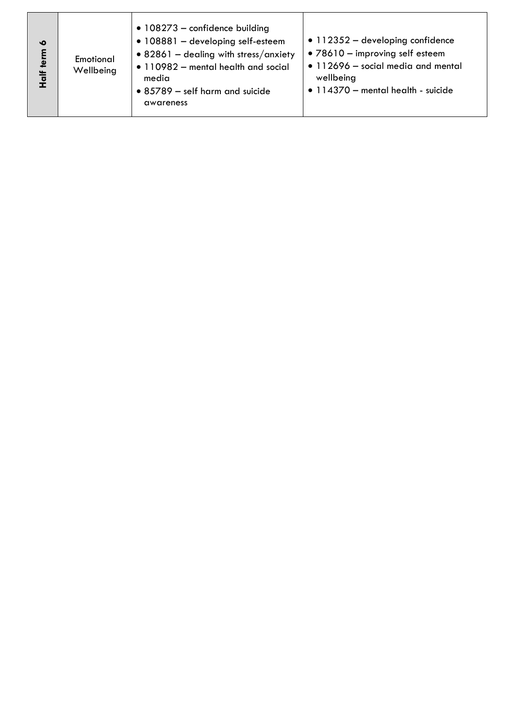| | | | |
|---|---|---|---|
| **Half term 6** | Emotional Wellbeing | • 108273 – confidence building<br>• 108881 – developing self-esteem<br>• 82861 – dealing with stress/anxiety<br>• 110982 – mental health and social media<br>• 85789 – self harm and suicide awareness | • 112352 – developing confidence<br>• 78610 – improving self esteem<br>• 112696 – social media and mental wellbeing<br>• 114370 – mental health - suicide |